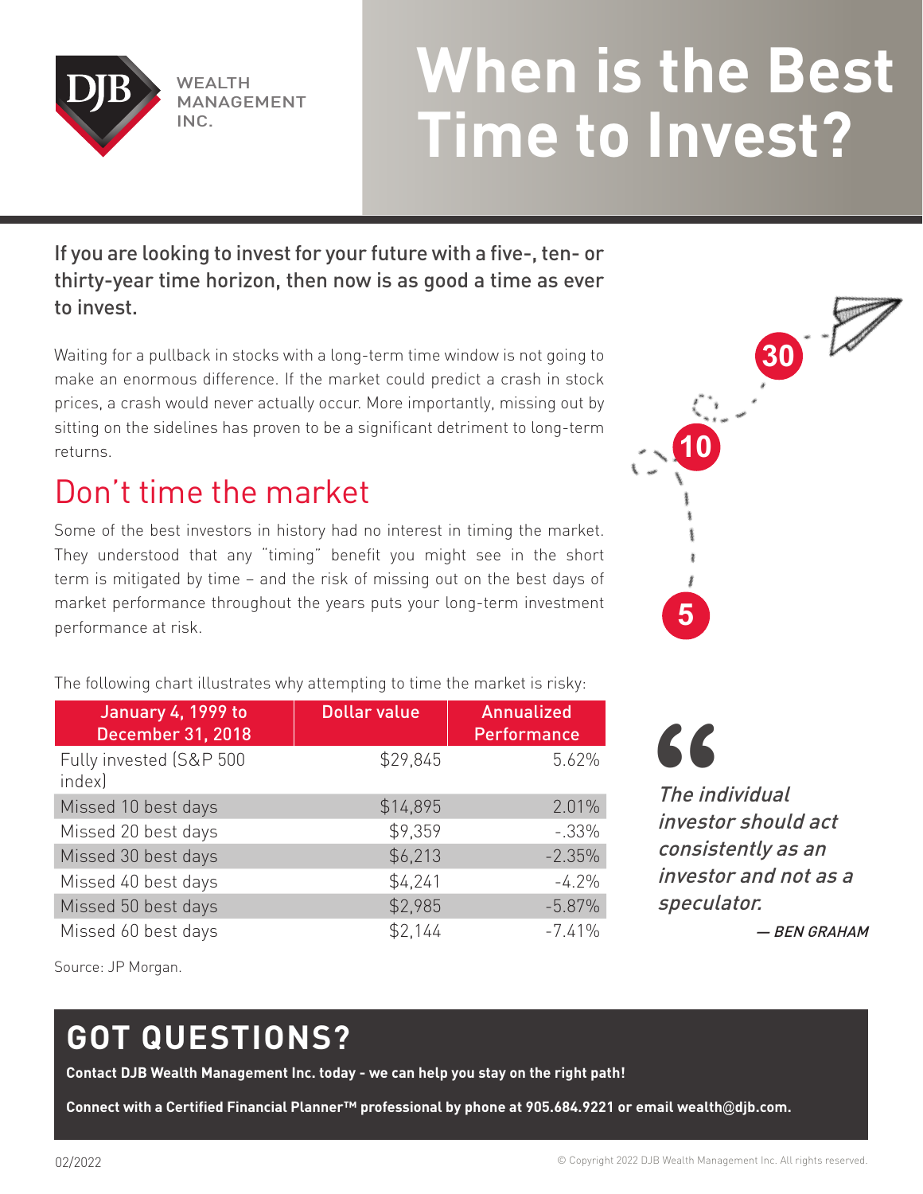DJB WEALTH MANAGEMENT INC.

# When is the Best Time to Invest?

**If you are looking to invest for your future with a five-, ten- or thirty-year time horizon, then now is as good a time as ever to invest.**

Waiting for a pullback in stocks with a long-term time window is not going to make an enormous difference. If the market could predict a crash in stock prices, a crash would never actually occur. More importantly, missing out by sitting on the sidelines has proven to be a significant detriment to long-term returns.

## Don't time the market

Some of the best investors in history had no interest in timing the market. They understood that any "timing" benefit you might see in the short term is mitigated by time – and the risk of missing out on the best days of market performance throughout the years puts your long-term investment performance at risk.

The following chart illustrates why attempting to time the market is risky:

| January 4, 1999 to December 31, 2018 | Dollar value | Annualized Performance |
|---|---|---|
| Fully invested (S&P 500 index) | $29,845 | 5.62% |
| Missed 10 best days | $14,895 | 2.01% |
| Missed 20 best days | $9,359 | -.33% |
| Missed 30 best days | $6,213 | -2.35% |
| Missed 40 best days | $4,241 | -4.2% |
| Missed 50 best days | $2,985 | -5.87% |
| Missed 60 best days | $2,144 | -7.41% |

Source: JP Morgan.

> *The individual investor should act consistently as an investor and not as a speculator.*
>
> *— BEN GRAHAM*

## GOT QUESTIONS?

**Contact DJB Wealth Management Inc. today - we can help you stay on the right path!**

**Connect with a Certified Financial Planner™ professional by phone at 905.684.9221 or email wealth@djb.com.**

02/2022

© Copyright 2022 DJB Wealth Management Inc. All rights reserved.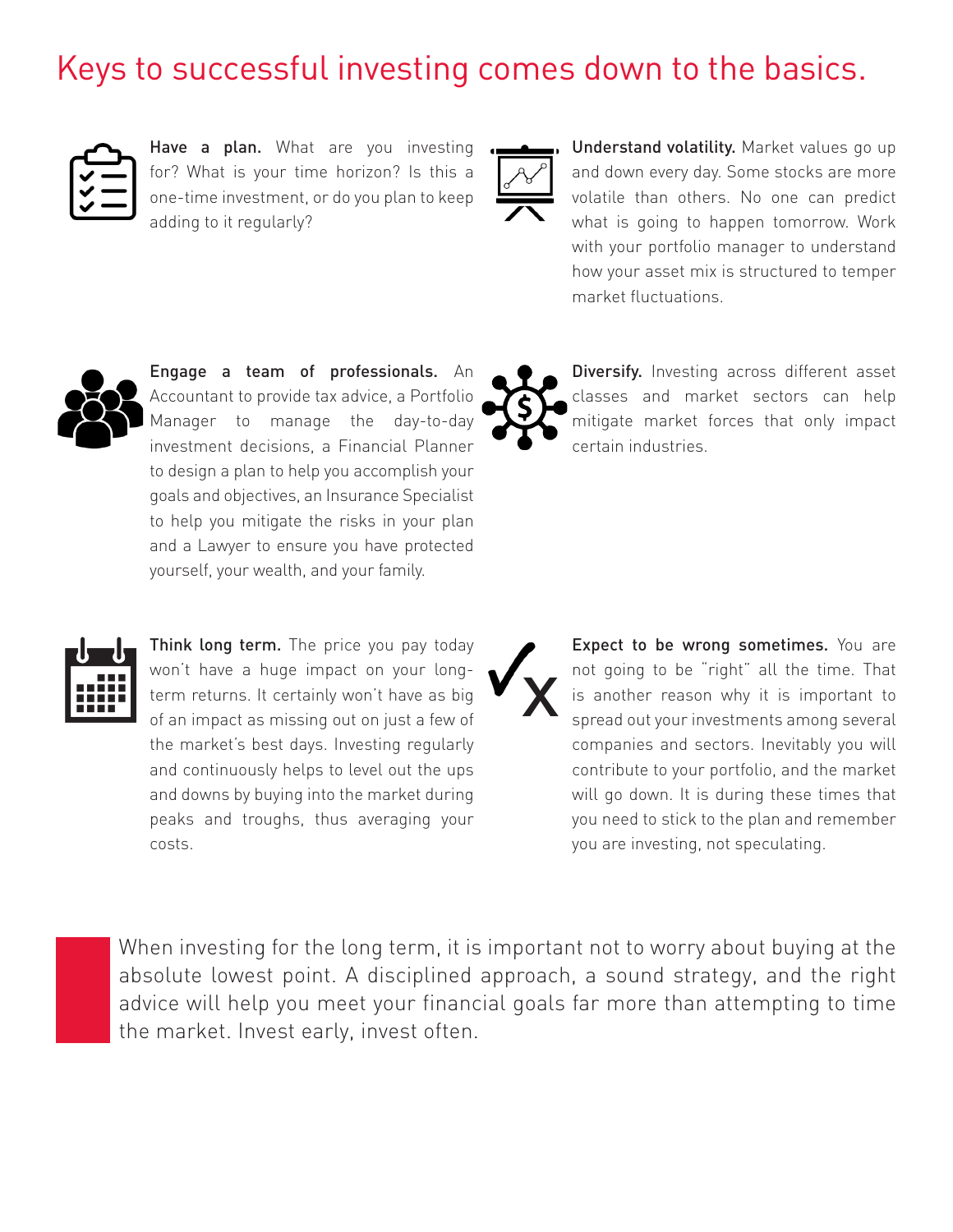# Keys to successful investing comes down to the basics.

**Have a plan.** What are you investing for? What is your time horizon? Is this a one-time investment, or do you plan to keep adding to it regularly?

**Understand volatility.** Market values go up and down every day. Some stocks are more volatile than others. No one can predict what is going to happen tomorrow. Work with your portfolio manager to understand how your asset mix is structured to temper market fluctuations.

**Engage a team of professionals.** An Accountant to provide tax advice, a Portfolio Manager to manage the day-to-day investment decisions, a Financial Planner to design a plan to help you accomplish your goals and objectives, an Insurance Specialist to help you mitigate the risks in your plan and a Lawyer to ensure you have protected yourself, your wealth, and your family.

**Diversify.** Investing across different asset classes and market sectors can help mitigate market forces that only impact certain industries.

**Think long term.** The price you pay today won't have a huge impact on your long-term returns. It certainly won't have as big of an impact as missing out on just a few of the market's best days. Investing regularly and continuously helps to level out the ups and downs by buying into the market during peaks and troughs, thus averaging your costs.

**Expect to be wrong sometimes.** You are not going to be "right" all the time. That is another reason why it is important to spread out your investments among several companies and sectors. Inevitably you will contribute to your portfolio, and the market will go down. It is during these times that you need to stick to the plan and remember you are investing, not speculating.

When investing for the long term, it is important not to worry about buying at the absolute lowest point. A disciplined approach, a sound strategy, and the right advice will help you meet your financial goals far more than attempting to time the market. Invest early, invest often.